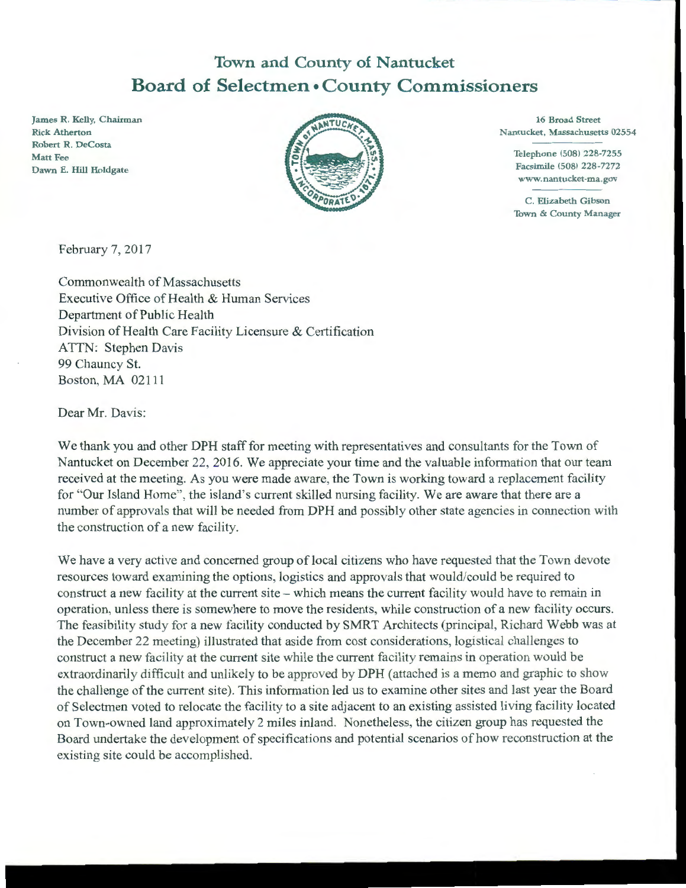# Town and County of Nantucket
## Board of Selectmen • County Commissioners

James R. Kelly, Chairman
Rick Atherton
Robert R. DeCosta
Matt Fee
Dawn E. Hill Holdgate

16 Broad Street
Nantucket, Massachusetts 02554

Telephone (508) 228-7255
Facsimile (508) 228-7272
www.nantucket-ma.gov

C. Elizabeth Gibson
Town & County Manager

February 7, 2017

Commonwealth of Massachusetts
Executive Office of Health & Human Services
Department of Public Health
Division of Health Care Facility Licensure & Certification
ATTN: Stephen Davis
99 Chauncy St.
Boston, MA 02111

Dear Mr. Davis:

We thank you and other DPH staff for meeting with representatives and consultants for the Town of Nantucket on December 22, 2016. We appreciate your time and the valuable information that our team received at the meeting. As you were made aware, the Town is working toward a replacement facility for "Our Island Home", the island's current skilled nursing facility. We are aware that there are a number of approvals that will be needed from DPH and possibly other state agencies in connection with the construction of a new facility.

We have a very active and concerned group of local citizens who have requested that the Town devote resources toward examining the options, logistics and approvals that would/could be required to construct a new facility at the current site – which means the current facility would have to remain in operation, unless there is somewhere to move the residents, while construction of a new facility occurs. The feasibility study for a new facility conducted by SMRT Architects (principal, Richard Webb was at the December 22 meeting) illustrated that aside from cost considerations, logistical challenges to construct a new facility at the current site while the current facility remains in operation would be extraordinarily difficult and unlikely to be approved by DPH (attached is a memo and graphic to show the challenge of the current site). This information led us to examine other sites and last year the Board of Selectmen voted to relocate the facility to a site adjacent to an existing assisted living facility located on Town-owned land approximately 2 miles inland. Nonetheless, the citizen group has requested the Board undertake the development of specifications and potential scenarios of how reconstruction at the existing site could be accomplished.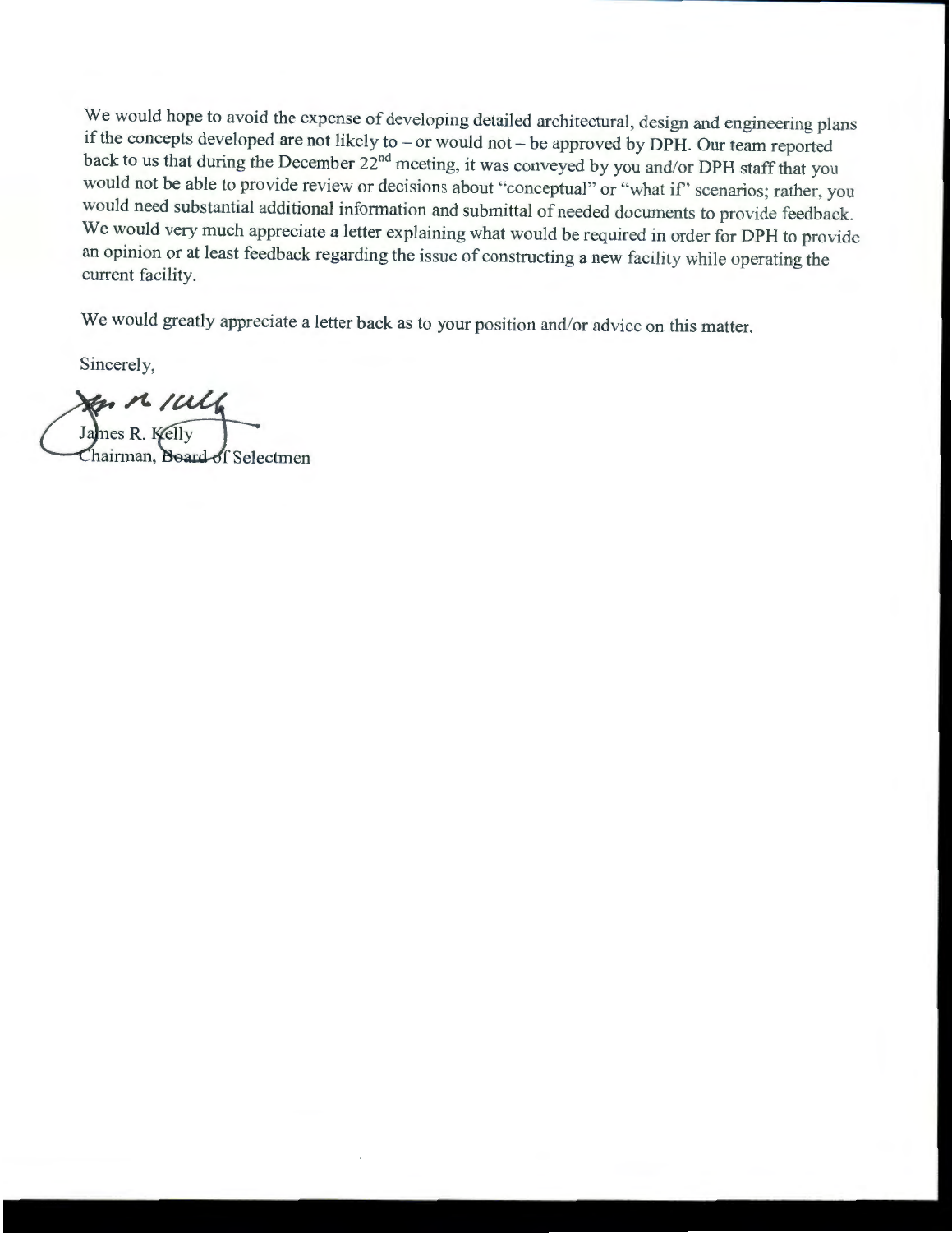We would hope to avoid the expense of developing detailed architectural, design and engineering plans if the concepts developed are not likely to – or would not – be approved by DPH. Our team reported back to us that during the December 22nd meeting, it was conveyed by you and/or DPH staff that you would not be able to provide review or decisions about "conceptual" or "what if" scenarios; rather, you would need substantial additional information and submittal of needed documents to provide feedback. We would very much appreciate a letter explaining what would be required in order for DPH to provide an opinion or at least feedback regarding the issue of constructing a new facility while operating the current facility.

We would greatly appreciate a letter back as to your position and/or advice on this matter.

Sincerely,

James R. Kelly
Chairman, Board of Selectmen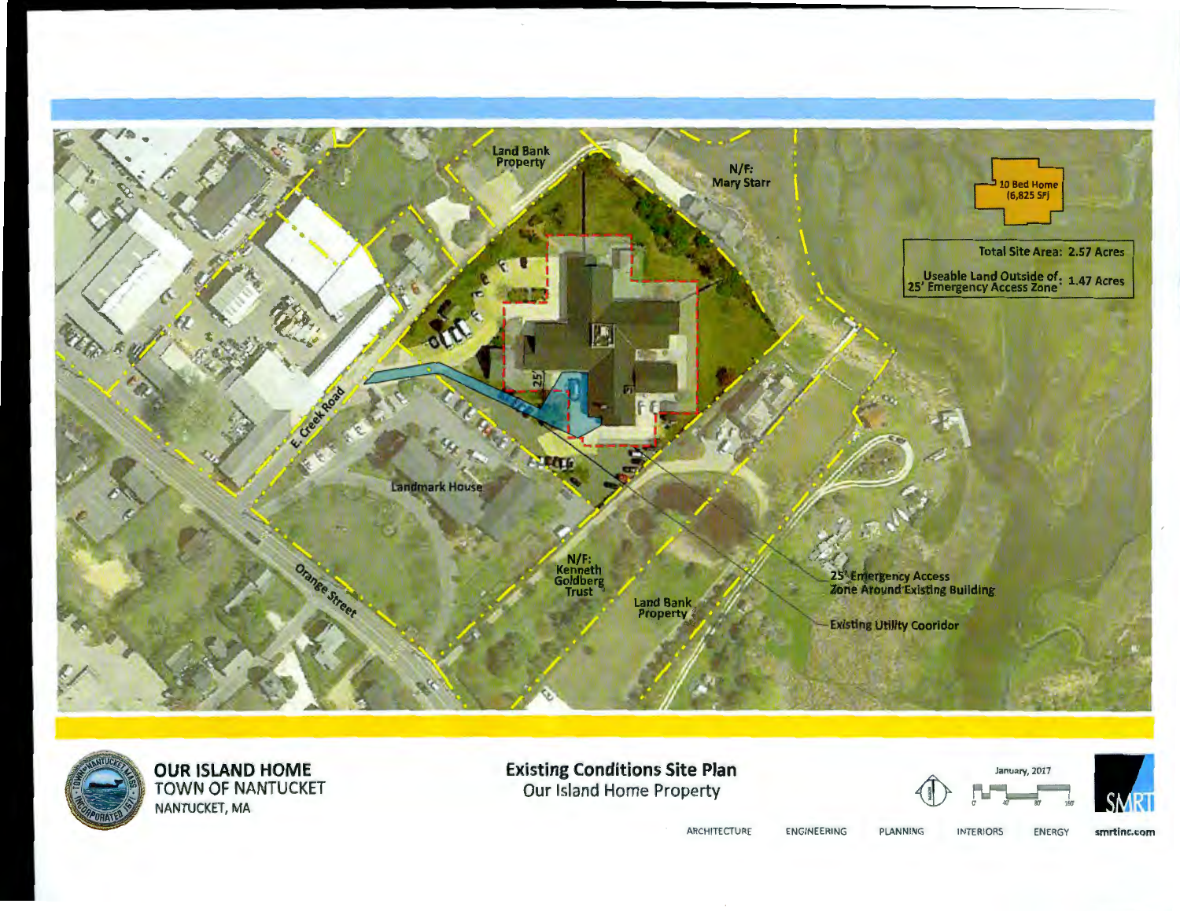Land Bank Property

N/F: Mary Starr

10 Bed Home (6,825 SF)

| Total Site Area: | 2.57 Acres |
|---|---|
| Useable Land Outside of: 25' Emergency Access Zone | 1.47 Acres |

E. Creek Road

Landmark House

Orange Street

N/F: Kenneth Goldberg Trust

Land Bank Property

25'

25' Emergency Access Zone Around Existing Building

Existing Utility Cooridor

**OUR ISLAND HOME**
TOWN OF NANTUCKET
NANTUCKET, MA

**Existing Conditions Site Plan**
Our Island Home Property

January, 2017

0' 40' 80' 160'

SMRT

ARCHITECTURE ENGINEERING PLANNING INTERIORS ENERGY **smrtinc.com**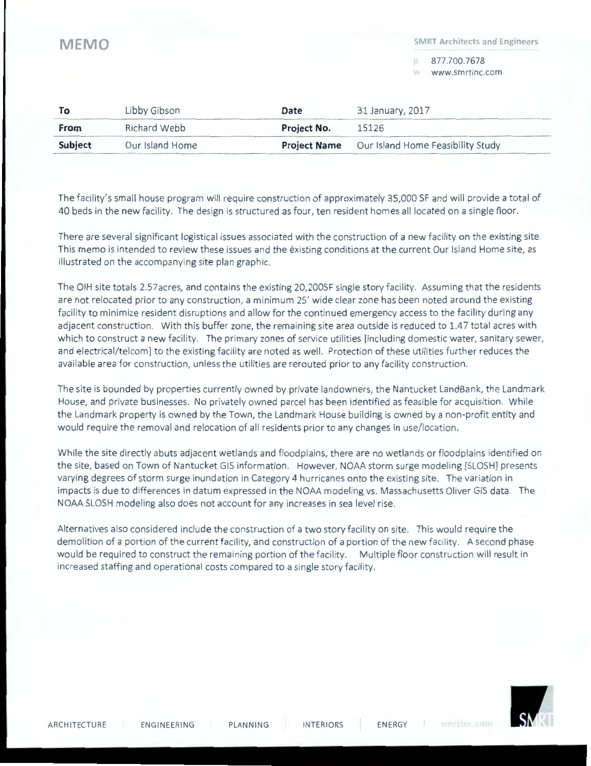# MEMO

SMRT Architects and Engineers

p 877.700.7678
w www.smrtinc.com

| | | | |
|---|---|---|---|
| **To** | Libby Gibson | **Date** | 31 January, 2017 |
| **From** | Richard Webb | **Project No.** | 15126 |
| **Subject** | Our Island Home | **Project Name** | Our Island Home Feasibility Study |

The facility's small house program will require construction of approximately 35,000 SF and will provide a total of 40 beds in the new facility. The design is structured as four, ten resident homes all located on a single floor.

There are several significant logistical issues associated with the construction of a new facility on the existing site. This memo is intended to review these issues and the existing conditions at the current Our Island Home site, as illustrated on the accompanying site plan graphic.

The OIH site totals 2.57acres, and contains the existing 20,200SF single story facility. Assuming that the residents are not relocated prior to any construction, a minimum 25' wide clear zone has been noted around the existing facility to minimize resident disruptions and allow for the continued emergency access to the facility during any adjacent construction. With this buffer zone, the remaining site area outside is reduced to 1.47 total acres with which to construct a new facility. The primary zones of service utilities [including domestic water, sanitary sewer, and electrical/telcom] to the existing facility are noted as well. Protection of these utilities further reduces the available area for construction, unless the utilities are rerouted prior to any facility construction.

The site is bounded by properties currently owned by private landowners, the Nantucket LandBank, the Landmark House, and private businesses. No privately owned parcel has been identified as feasible for acquisition. While the Landmark property is owned by the Town, the Landmark House building is owned by a non-profit entity and would require the removal and relocation of all residents prior to any changes in use/location.

While the site directly abuts adjacent wetlands and floodplains, there are no wetlands or floodplains identified on the site, based on Town of Nantucket GIS information. However, NOAA storm surge modeling [SLOSH] presents varying degrees of storm surge inundation in Category 4 hurricanes onto the existing site. The variation in impacts is due to differences in datum expressed in the NOAA modeling vs. Massachusetts Oliver GIS data. The NOAA SLOSH modeling also does not account for any increases in sea level rise.

Alternatives also considered include the construction of a two story facility on site. This would require the demolition of a portion of the current facility, and construction of a portion of the new facility. A second phase would be required to construct the remaining portion of the facility. Multiple floor construction will result in increased staffing and operational costs compared to a single story facility.

ARCHITECTURE | ENGINEERING | PLANNING | INTERIORS | ENERGY | smrtinc.com